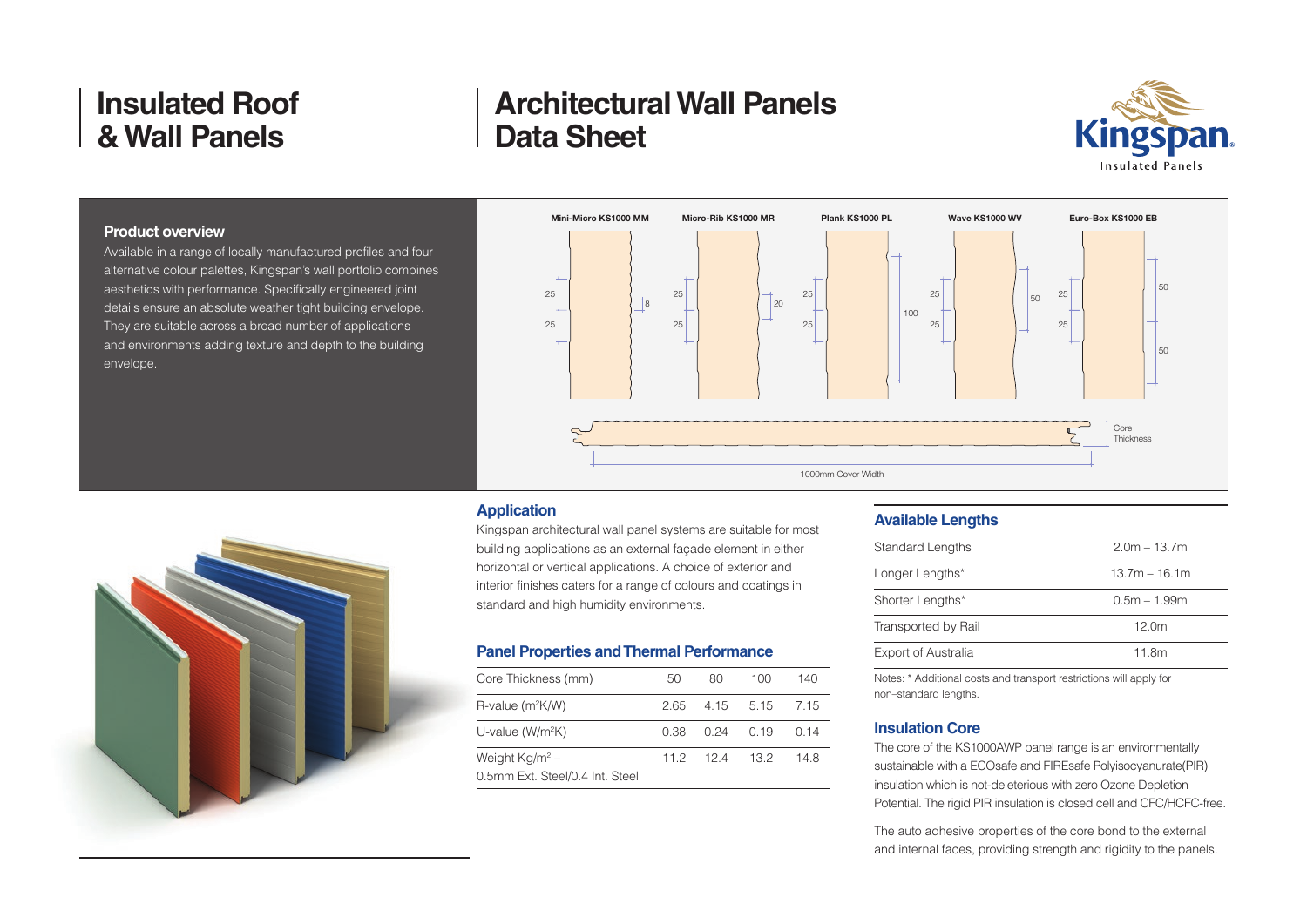# Insulated Roof & Wall Panels

# Architectural Wall Panels Data Sheet

## Product overview

Available in a range of locally manufactured profiles and four alternative colour palettes, Kingspan's wall portfolio combines aesthetics with performance. Specifically engineered joint details ensure an absolute weather tight building envelope. They are suitable across a broad number of applications and environments adding texture and depth to the building envelope.

Mini-Micro KS1000 MM | Micro-Rib KS1000 MR | Plank KS1000 PL | Wave KS1000 WV | Euro-Box KS1000 EB

Core Thickness

1000mm Cover Width

## Application

Kingspan architectural wall panel systems are suitable for most building applications as an external façade element in either horizontal or vertical applications. A choice of exterior and interior finishes caters for a range of colours and coatings in standard and high humidity environments.

## Panel Properties and Thermal Performance

| Core Thickness (mm) | 50 | 80 | 100 | 140 |
|---|---|---|---|---|
| R-value ($m^2K/W$) | 2.65 | 4.15 | 5.15 | 7.15 |
| U-value ($W/m^2K$) | 0.38 | 0.24 | 0.19 | 0.14 |
| Weight $Kg/m^2$ – 0.5mm Ext. Steel/0.4 Int. Steel | 11.2 | 12.4 | 13.2 | 14.8 |

## Available Lengths

| | |
|---|---|
| Standard Lengths | 2.0m – 13.7m |
| Longer Lengths* | 13.7m – 16.1m |
| Shorter Lengths* | 0.5m – 1.99m |
| Transported by Rail | 12.0m |
| Export of Australia | 11.8m |

Notes: * Additional costs and transport restrictions will apply for non-standard lengths.

## Insulation Core

The core of the KS1000AWP panel range is an environmentally sustainable with a ECOsafe and FIREsafe Polyisocyanurate(PIR) insulation which is not-deleterious with zero Ozone Depletion Potential. The rigid PIR insulation is closed cell and CFC/HCFC-free.

The auto adhesive properties of the core bond to the external and internal faces, providing strength and rigidity to the panels.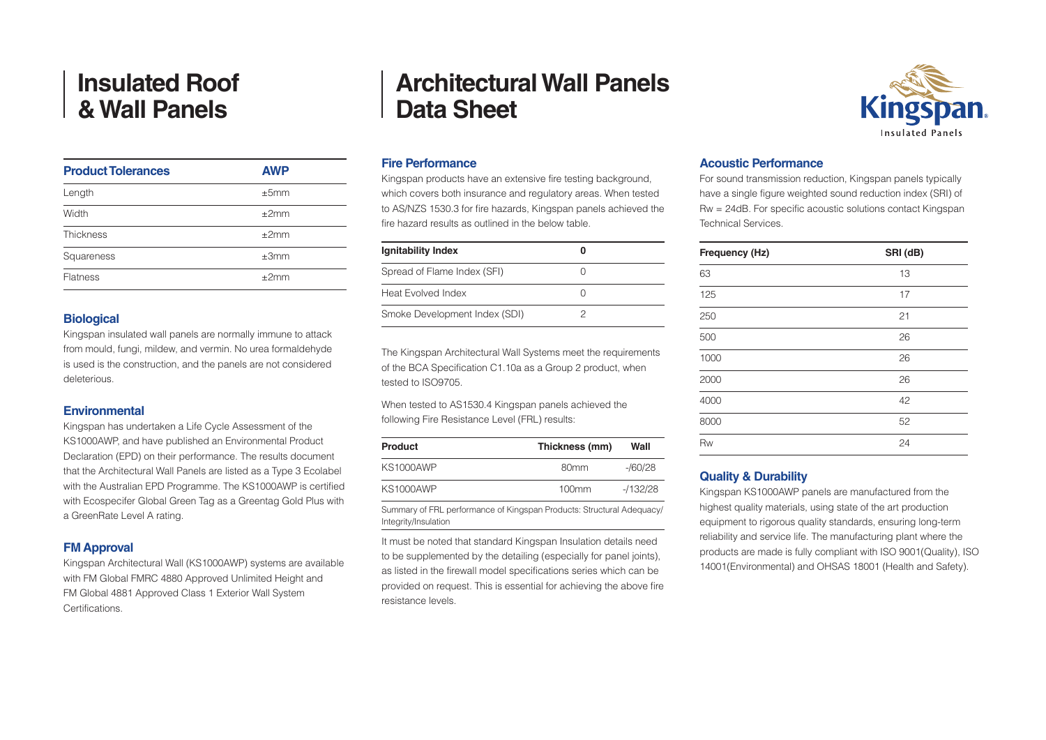# Insulated Roof & Wall Panels

# Architectural Wall Panels Data Sheet

| Product Tolerances | AWP |
|---|---|
| Length | ±5mm |
| Width | ±2mm |
| Thickness | ±2mm |
| Squareness | ±3mm |
| Flatness | ±2mm |

## Biological

Kingspan insulated wall panels are normally immune to attack from mould, fungi, mildew, and vermin. No urea formaldehyde is used is the construction, and the panels are not considered deleterious.

## Environmental

Kingspan has undertaken a Life Cycle Assessment of the KS1000AWP, and have published an Environmental Product Declaration (EPD) on their performance. The results document that the Architectural Wall Panels are listed as a Type 3 Ecolabel with the Australian EPD Programme. The KS1000AWP is certified with Ecospecifer Global Green Tag as a Greentag Gold Plus with a GreenRate Level A rating.

## FM Approval

Kingspan Architectural Wall (KS1000AWP) systems are available with FM Global FMRC 4880 Approved Unlimited Height and FM Global 4881 Approved Class 1 Exterior Wall System Certifications.

## Fire Performance

Kingspan products have an extensive fire testing background, which covers both insurance and regulatory areas. When tested to AS/NZS 1530.3 for fire hazards, Kingspan panels achieved the fire hazard results as outlined in the below table.

| Ignitability Index | 0 |
|---|---|
| Spread of Flame Index (SFI) | 0 |
| Heat Evolved Index | 0 |
| Smoke Development Index (SDI) | 2 |

The Kingspan Architectural Wall Systems meet the requirements of the BCA Specification C1.10a as a Group 2 product, when tested to ISO9705.

When tested to AS1530.4 Kingspan panels achieved the following Fire Resistance Level (FRL) results:

| Product | Thickness (mm) | Wall |
|---|---|---|
| KS1000AWP | 80mm | -/60/28 |
| KS1000AWP | 100mm | -/132/28 |

Summary of FRL performance of Kingspan Products: Structural Adequacy/ Integrity/Insulation

It must be noted that standard Kingspan Insulation details need to be supplemented by the detailing (especially for panel joints), as listed in the firewall model specifications series which can be provided on request. This is essential for achieving the above fire resistance levels.

## Acoustic Performance

For sound transmission reduction, Kingspan panels typically have a single figure weighted sound reduction index (SRI) of Rw = 24dB. For specific acoustic solutions contact Kingspan Technical Services.

| Frequency (Hz) | SRI (dB) |
|---|---|
| 63 | 13 |
| 125 | 17 |
| 250 | 21 |
| 500 | 26 |
| 1000 | 26 |
| 2000 | 26 |
| 4000 | 42 |
| 8000 | 52 |
| Rw | 24 |

## Quality & Durability

Kingspan KS1000AWP panels are manufactured from the highest quality materials, using state of the art production equipment to rigorous quality standards, ensuring long-term reliability and service life. The manufacturing plant where the products are made is fully compliant with ISO 9001(Quality), ISO 14001(Environmental) and OHSAS 18001 (Health and Safety).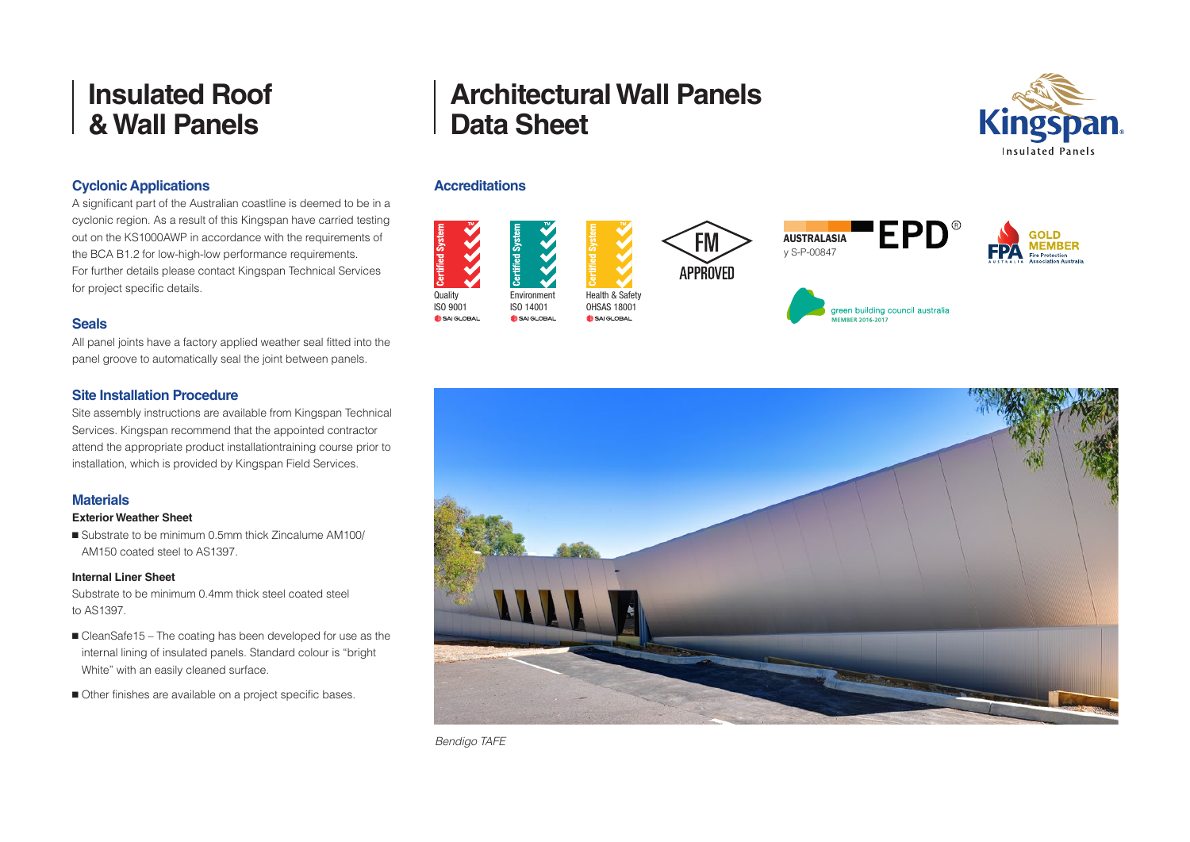# Insulated Roof & Wall Panels

# Architectural Wall Panels Data Sheet

## Cyclonic Applications

A significant part of the Australian coastline is deemed to be in a cyclonic region. As a result of this Kingspan have carried testing out on the KS1000AWP in accordance with the requirements of the BCA B1.2 for low-high-low performance requirements. For further details please contact Kingspan Technical Services for project specific details.

## Seals

All panel joints have a factory applied weather seal fitted into the panel groove to automatically seal the joint between panels.

## Site Installation Procedure

Site assembly instructions are available from Kingspan Technical Services. Kingspan recommend that the appointed contractor attend the appropriate product installationtraining course prior to installation, which is provided by Kingspan Field Services.

## Materials

### Exterior Weather Sheet

- Substrate to be minimum 0.5mm thick Zincalume AM100/ AM150 coated steel to AS1397.

### Internal Liner Sheet

Substrate to be minimum 0.4mm thick steel coated steel to AS1397.

- CleanSafe15 – The coating has been developed for use as the internal lining of insulated panels. Standard colour is "bright White" with an easily cleaned surface.
- Other finishes are available on a project specific bases.

## Accreditations

Quality ISO 9001 SAI GLOBAL

Environment ISO 14001 SAI GLOBAL

Health & Safety OHSAS 18001 SAI GLOBAL

FM APPROVED

AUSTRALASIA EPD® y S-P-00847

FPA Australia Fire Protection Association Australia GOLD MEMBER

green building council australia MEMBER 2016-2017

*Bendigo TAFE*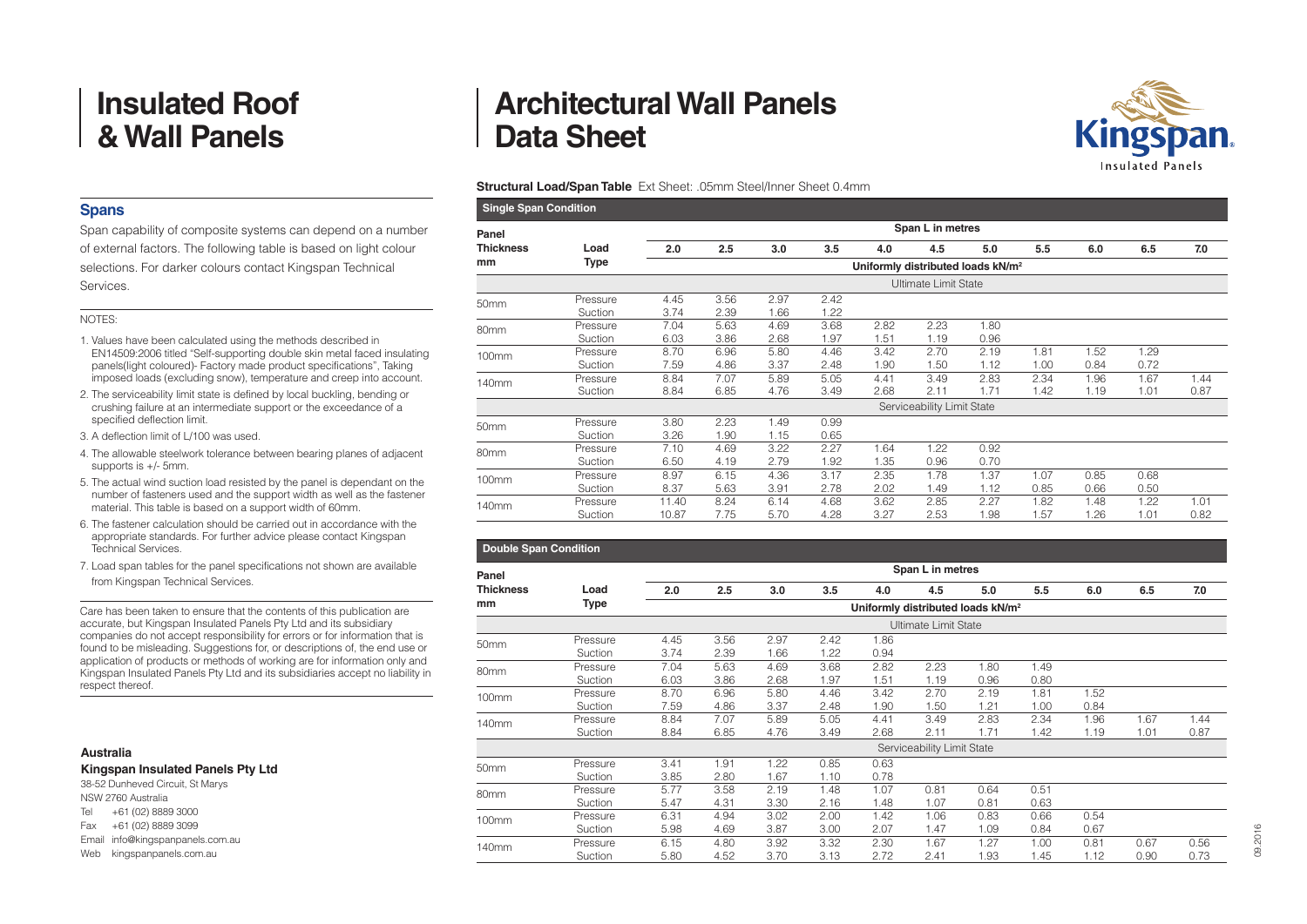# Insulated Roof & Wall Panels

# Architectural Wall Panels Data Sheet

## Spans

Span capability of composite systems can depend on a number of external factors. The following table is based on light colour selections. For darker colours contact Kingspan Technical Services.

NOTES:

1. Values have been calculated using the methods described in EN14509:2006 titled "Self-supporting double skin metal faced insulating panels(light coloured)- Factory made product specifications", Taking imposed loads (excluding snow), temperature and creep into account.
2. The serviceability limit state is defined by local buckling, bending or crushing failure at an intermediate support or the exceedance of a specified deflection limit.
3. A deflection limit of L/100 was used.
4. The allowable steelwork tolerance between bearing planes of adjacent supports is +/- 5mm.
5. The actual wind suction load resisted by the panel is dependant on the number of fasteners used and the support width as well as the fastener material. This table is based on a support width of 60mm.
6. The fastener calculation should be carried out in accordance with the appropriate standards. For further advice please contact Kingspan Technical Services.
7. Load span tables for the panel specifications not shown are available from Kingspan Technical Services.

Care has been taken to ensure that the contents of this publication are accurate, but Kingspan Insulated Panels Pty Ltd and its subsidiary companies do not accept responsibility for errors or for information that is found to be misleading. Suggestions for, or descriptions of, the end use or application of products or methods of working are for information only and Kingspan Insulated Panels Pty Ltd and its subsidiaries accept no liability in respect thereof.

**Structural Load/Span Table** Ext Sheet: .05mm Steel/Inner Sheet 0.4mm

**Single Span Condition**

| Panel Thickness mm | Load Type | Span L in metres | | | | | | | | | | |
|---|---|---|---|---|---|---|---|---|---|---|---|---|
| | | 2.0 | 2.5 | 3.0 | 3.5 | 4.0 | 4.5 | 5.0 | 5.5 | 6.0 | 6.5 | 7.0 |
| | | Uniformly distributed loads kN/m² | | | | | | | | | | |
| | | Ultimate Limit State | | | | | | | | | | |
| 50mm | Pressure | 4.45 | 3.56 | 2.97 | 2.42 | | | | | | | |
| | Suction | 3.74 | 2.39 | 1.66 | 1.22 | | | | | | | |
| 80mm | Pressure | 7.04 | 5.63 | 4.69 | 3.68 | 2.82 | 2.23 | 1.80 | | | | |
| | Suction | 6.03 | 3.86 | 2.68 | 1.97 | 1.51 | 1.19 | 0.96 | | | | |
| 100mm | Pressure | 8.70 | 6.96 | 5.80 | 4.46 | 3.42 | 2.70 | 2.19 | 1.81 | 1.52 | 1.29 | |
| | Suction | 7.59 | 4.86 | 3.37 | 2.48 | 1.90 | 1.50 | 1.12 | 1.00 | 0.84 | 0.72 | |
| 140mm | Pressure | 8.84 | 7.07 | 5.89 | 5.05 | 4.41 | 3.49 | 2.83 | 2.34 | 1.96 | 1.67 | 1.44 |
| | Suction | 8.84 | 6.85 | 4.76 | 3.49 | 2.68 | 2.11 | 1.71 | 1.42 | 1.19 | 1.01 | 0.87 |
| | | Serviceability Limit State | | | | | | | | | | |
| 50mm | Pressure | 3.80 | 2.23 | 1.49 | 0.99 | | | | | | | |
| | Suction | 3.26 | 1.90 | 1.15 | 0.65 | | | | | | | |
| 80mm | Pressure | 7.10 | 4.69 | 3.22 | 2.27 | 1.64 | 1.22 | 0.92 | | | | |
| | Suction | 6.50 | 4.19 | 2.79 | 1.92 | 1.35 | 0.96 | 0.70 | | | | |
| 100mm | Pressure | 8.97 | 6.15 | 4.36 | 3.17 | 2.35 | 1.78 | 1.37 | 1.07 | 0.85 | 0.68 | |
| | Suction | 8.37 | 5.63 | 3.91 | 2.78 | 2.02 | 1.49 | 1.12 | 0.85 | 0.66 | 0.50 | |
| 140mm | Pressure | 11.40 | 8.24 | 6.14 | 4.68 | 3.62 | 2.85 | 2.27 | 1.82 | 1.48 | 1.22 | 1.01 |
| | Suction | 10.87 | 7.75 | 5.70 | 4.28 | 3.27 | 2.53 | 1.98 | 1.57 | 1.26 | 1.01 | 0.82 |

**Double Span Condition**

| Panel Thickness mm | Load Type | Span L in metres | | | | | | | | | | |
|---|---|---|---|---|---|---|---|---|---|---|---|---|
| | | 2.0 | 2.5 | 3.0 | 3.5 | 4.0 | 4.5 | 5.0 | 5.5 | 6.0 | 6.5 | 7.0 |
| | | Uniformly distributed loads kN/m² | | | | | | | | | | |
| | | Ultimate Limit State | | | | | | | | | | |
| 50mm | Pressure | 4.45 | 3.56 | 2.97 | 2.42 | 1.86 | | | | | | |
| | Suction | 3.74 | 2.39 | 1.66 | 1.22 | 0.94 | | | | | | |
| 80mm | Pressure | 7.04 | 5.63 | 4.69 | 3.68 | 2.82 | 2.23 | 1.80 | 1.49 | | | |
| | Suction | 6.03 | 3.86 | 2.68 | 1.97 | 1.51 | 1.19 | 0.96 | 0.80 | | | |
| 100mm | Pressure | 8.70 | 6.96 | 5.80 | 4.46 | 3.42 | 2.70 | 2.19 | 1.81 | 1.52 | | |
| | Suction | 7.59 | 4.86 | 3.37 | 2.48 | 1.90 | 1.50 | 1.21 | 1.00 | 0.84 | | |
| 140mm | Pressure | 8.84 | 7.07 | 5.89 | 5.05 | 4.41 | 3.49 | 2.83 | 2.34 | 1.96 | 1.67 | 1.44 |
| | Suction | 8.84 | 6.85 | 4.76 | 3.49 | 2.68 | 2.11 | 1.71 | 1.42 | 1.19 | 1.01 | 0.87 |
| | | Serviceability Limit State | | | | | | | | | | |
| 50mm | Pressure | 3.41 | 1.91 | 1.22 | 0.85 | 0.63 | | | | | | |
| | Suction | 3.85 | 2.80 | 1.67 | 1.10 | 0.78 | | | | | | |
| 80mm | Pressure | 5.77 | 3.58 | 2.19 | 1.48 | 1.07 | 0.81 | 0.64 | 0.51 | | | |
| | Suction | 5.47 | 4.31 | 3.30 | 2.16 | 1.48 | 1.07 | 0.81 | 0.63 | | | |
| 100mm | Pressure | 6.31 | 4.94 | 3.02 | 2.00 | 1.42 | 1.06 | 0.83 | 0.66 | 0.54 | | |
| | Suction | 5.98 | 4.69 | 3.87 | 3.00 | 2.07 | 1.47 | 1.09 | 0.84 | 0.67 | | |
| 140mm | Pressure | 6.15 | 4.80 | 3.92 | 3.32 | 2.30 | 1.67 | 1.27 | 1.00 | 0.81 | 0.67 | 0.56 |
| | Suction | 5.80 | 4.52 | 3.70 | 3.13 | 2.72 | 2.41 | 1.93 | 1.45 | 1.12 | 0.90 | 0.73 |

**Australia**

**Kingspan Insulated Panels Pty Ltd**

38-52 Dunheved Circuit, St Marys
NSW 2760 Australia
Tel +61 (02) 8889 3000
Fax +61 (02) 8889 3099
Email info@kingspanpanels.com.au
Web kingspanpanels.com.au

09.2016